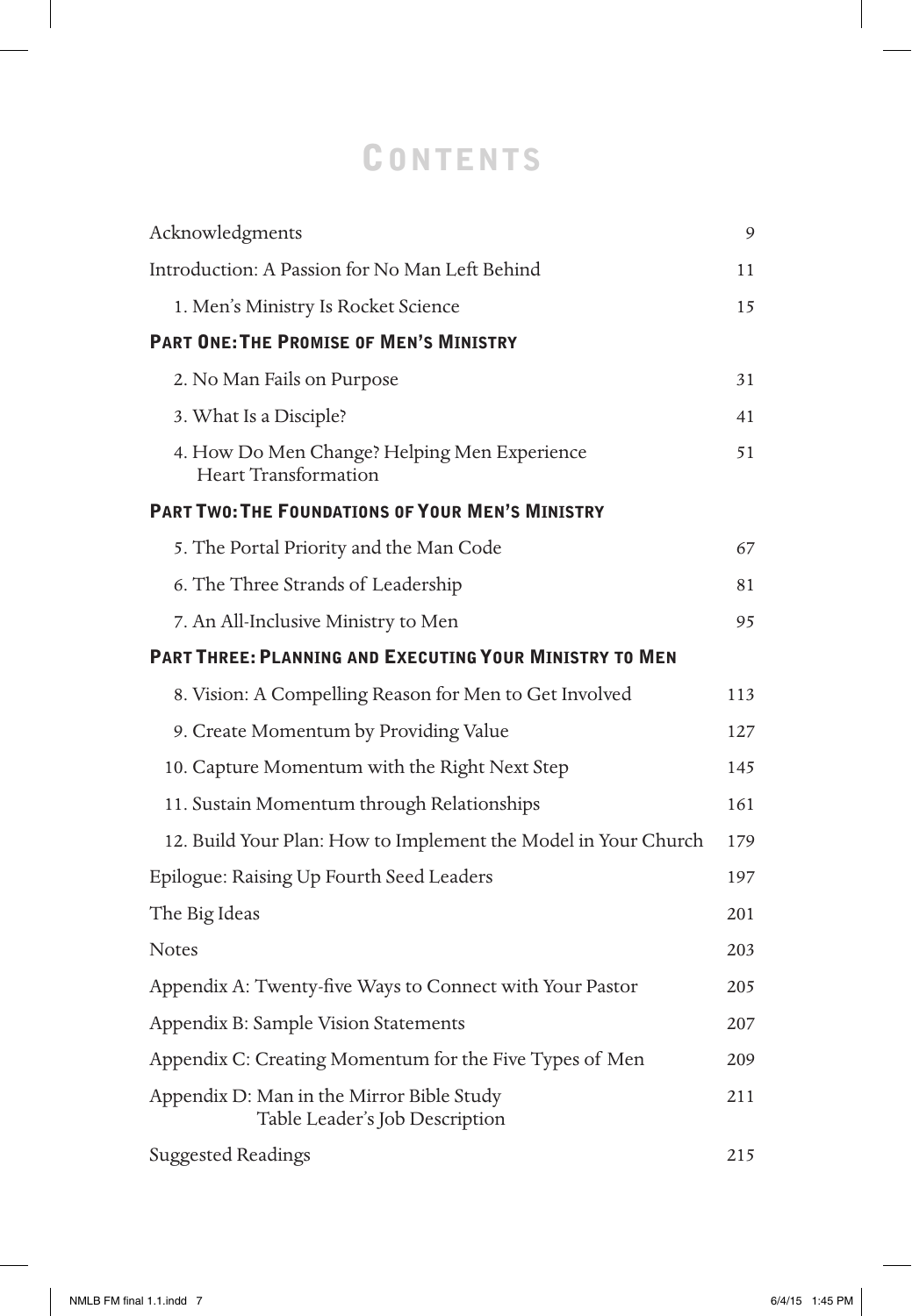# Contents

| | |
|---|---|
| Acknowledgments | 9 |
| Introduction: A Passion for No Man Left Behind | 11 |
| 1. Men's Ministry Is Rocket Science | 15 |
| **Part One: The Promise of Men's Ministry** | |
| 2. No Man Fails on Purpose | 31 |
| 3. What Is a Disciple? | 41 |
| 4. How Do Men Change? Helping Men Experience Heart Transformation | 51 |
| **Part Two: The Foundations of Your Men's Ministry** | |
| 5. The Portal Priority and the Man Code | 67 |
| 6. The Three Strands of Leadership | 81 |
| 7. An All-Inclusive Ministry to Men | 95 |
| **Part Three: Planning and Executing Your Ministry to Men** | |
| 8. Vision: A Compelling Reason for Men to Get Involved | 113 |
| 9. Create Momentum by Providing Value | 127 |
| 10. Capture Momentum with the Right Next Step | 145 |
| 11. Sustain Momentum through Relationships | 161 |
| 12. Build Your Plan: How to Implement the Model in Your Church | 179 |
| Epilogue: Raising Up Fourth Seed Leaders | 197 |
| The Big Ideas | 201 |
| Notes | 203 |
| Appendix A: Twenty-five Ways to Connect with Your Pastor | 205 |
| Appendix B: Sample Vision Statements | 207 |
| Appendix C: Creating Momentum for the Five Types of Men | 209 |
| Appendix D: Man in the Mirror Bible Study Table Leader's Job Description | 211 |
| Suggested Readings | 215 |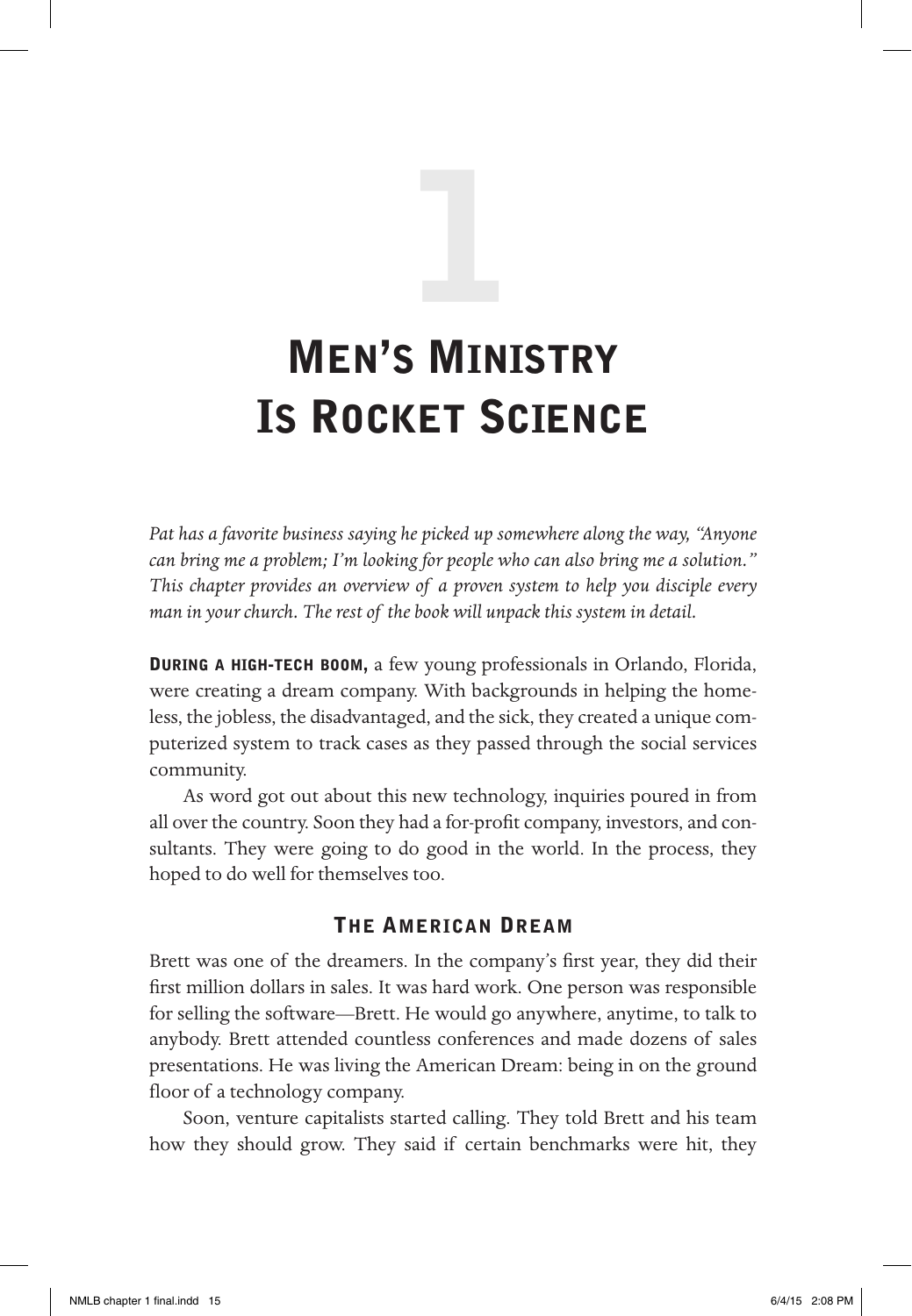# 1

# Men's Ministry Is Rocket Science

*Pat has a favorite business saying he picked up somewhere along the way, "Anyone can bring me a problem; I'm looking for people who can also bring me a solution." This chapter provides an overview of a proven system to help you disciple every man in your church. The rest of the book will unpack this system in detail.*

**During a high-tech boom,** a few young professionals in Orlando, Florida, were creating a dream company. With backgrounds in helping the homeless, the jobless, the disadvantaged, and the sick, they created a unique computerized system to track cases as they passed through the social services community.

As word got out about this new technology, inquiries poured in from all over the country. Soon they had a for-profit company, investors, and consultants. They were going to do good in the world. In the process, they hoped to do well for themselves too.

## The American Dream

Brett was one of the dreamers. In the company's first year, they did their first million dollars in sales. It was hard work. One person was responsible for selling the software—Brett. He would go anywhere, anytime, to talk to anybody. Brett attended countless conferences and made dozens of sales presentations. He was living the American Dream: being in on the ground floor of a technology company.

Soon, venture capitalists started calling. They told Brett and his team how they should grow. They said if certain benchmarks were hit, they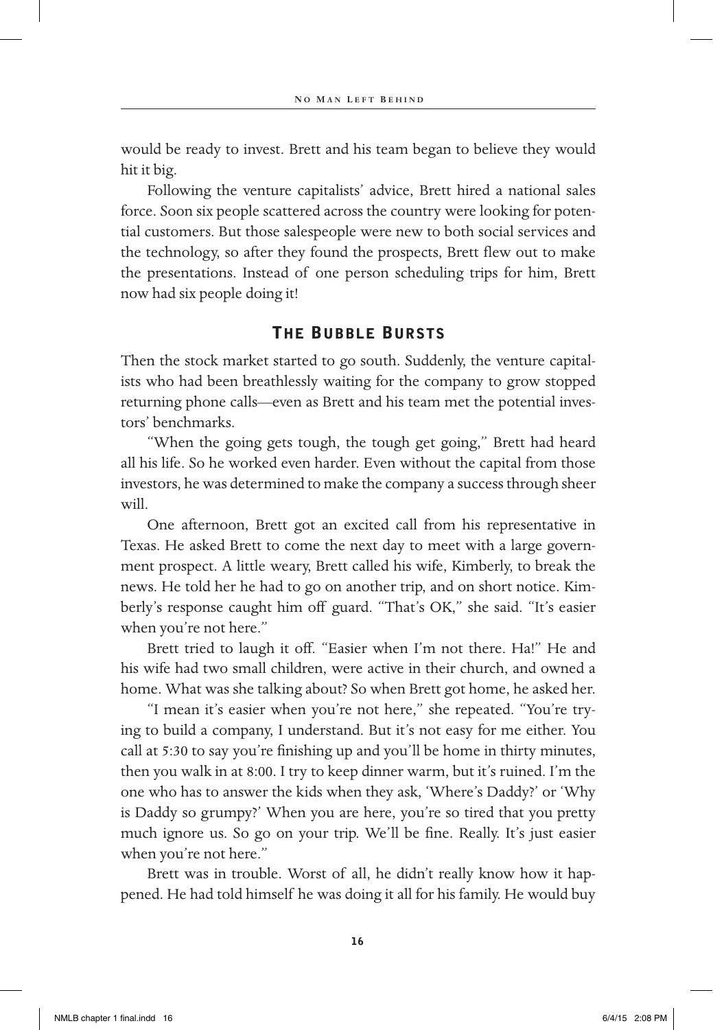would be ready to invest. Brett and his team began to believe they would hit it big.

Following the venture capitalists' advice, Brett hired a national sales force. Soon six people scattered across the country were looking for potential customers. But those salespeople were new to both social services and the technology, so after they found the prospects, Brett flew out to make the presentations. Instead of one person scheduling trips for him, Brett now had six people doing it!

## The Bubble Bursts

Then the stock market started to go south. Suddenly, the venture capitalists who had been breathlessly waiting for the company to grow stopped returning phone calls—even as Brett and his team met the potential investors' benchmarks.

"When the going gets tough, the tough get going," Brett had heard all his life. So he worked even harder. Even without the capital from those investors, he was determined to make the company a success through sheer will.

One afternoon, Brett got an excited call from his representative in Texas. He asked Brett to come the next day to meet with a large government prospect. A little weary, Brett called his wife, Kimberly, to break the news. He told her he had to go on another trip, and on short notice. Kimberly's response caught him off guard. "That's OK," she said. "It's easier when you're not here."

Brett tried to laugh it off. "Easier when I'm not there. Ha!" He and his wife had two small children, were active in their church, and owned a home. What was she talking about? So when Brett got home, he asked her.

"I mean it's easier when you're not here," she repeated. "You're trying to build a company, I understand. But it's not easy for me either. You call at 5:30 to say you're finishing up and you'll be home in thirty minutes, then you walk in at 8:00. I try to keep dinner warm, but it's ruined. I'm the one who has to answer the kids when they ask, 'Where's Daddy?' or 'Why is Daddy so grumpy?' When you are here, you're so tired that you pretty much ignore us. So go on your trip. We'll be fine. Really. It's just easier when you're not here."

Brett was in trouble. Worst of all, he didn't really know how it happened. He had told himself he was doing it all for his family. He would buy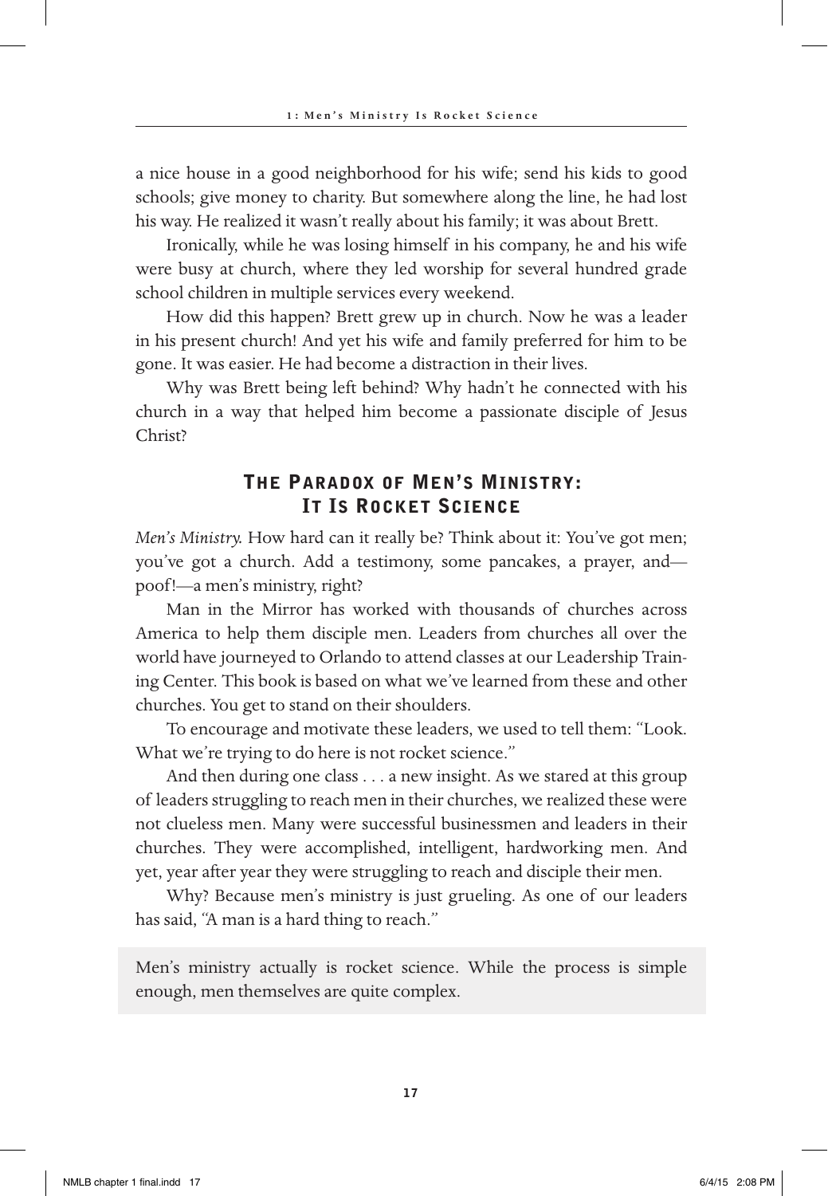a nice house in a good neighborhood for his wife; send his kids to good schools; give money to charity. But somewhere along the line, he had lost his way. He realized it wasn't really about his family; it was about Brett.

Ironically, while he was losing himself in his company, he and his wife were busy at church, where they led worship for several hundred grade school children in multiple services every weekend.

How did this happen? Brett grew up in church. Now he was a leader in his present church! And yet his wife and family preferred for him to be gone. It was easier. He had become a distraction in their lives.

Why was Brett being left behind? Why hadn't he connected with his church in a way that helped him become a passionate disciple of Jesus Christ?

## The Paradox of Men's Ministry: It Is Rocket Science

*Men's Ministry.* How hard can it really be? Think about it: You've got men; you've got a church. Add a testimony, some pancakes, a prayer, and—poof!—a men's ministry, right?

Man in the Mirror has worked with thousands of churches across America to help them disciple men. Leaders from churches all over the world have journeyed to Orlando to attend classes at our Leadership Training Center. This book is based on what we've learned from these and other churches. You get to stand on their shoulders.

To encourage and motivate these leaders, we used to tell them: "Look. What we're trying to do here is not rocket science."

And then during one class . . . a new insight. As we stared at this group of leaders struggling to reach men in their churches, we realized these were not clueless men. Many were successful businessmen and leaders in their churches. They were accomplished, intelligent, hardworking men. And yet, year after year they were struggling to reach and disciple their men.

Why? Because men's ministry is just grueling. As one of our leaders has said, "A man is a hard thing to reach."

> Men's ministry actually is rocket science. While the process is simple enough, men themselves are quite complex.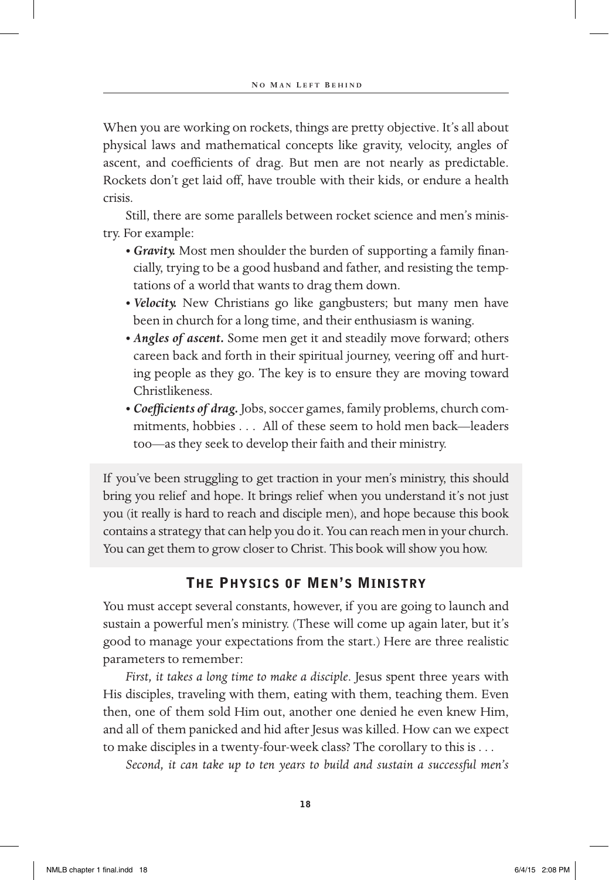When you are working on rockets, things are pretty objective. It's all about physical laws and mathematical concepts like gravity, velocity, angles of ascent, and coefficients of drag. But men are not nearly as predictable. Rockets don't get laid off, have trouble with their kids, or endure a health crisis.

Still, there are some parallels between rocket science and men's ministry. For example:

- ***Gravity.*** Most men shoulder the burden of supporting a family financially, trying to be a good husband and father, and resisting the temptations of a world that wants to drag them down.
- ***Velocity.*** New Christians go like gangbusters; but many men have been in church for a long time, and their enthusiasm is waning.
- ***Angles of ascent.*** Some men get it and steadily move forward; others careen back and forth in their spiritual journey, veering off and hurting people as they go. The key is to ensure they are moving toward Christlikeness.
- ***Coefficients of drag.*** Jobs, soccer games, family problems, church commitments, hobbies . . . All of these seem to hold men back—leaders too—as they seek to develop their faith and their ministry.

If you've been struggling to get traction in your men's ministry, this should bring you relief and hope. It brings relief when you understand it's not just you (it really is hard to reach and disciple men), and hope because this book contains a strategy that can help you do it. You can reach men in your church. You can get them to grow closer to Christ. This book will show you how.

## The Physics of Men's Ministry

You must accept several constants, however, if you are going to launch and sustain a powerful men's ministry. (These will come up again later, but it's good to manage your expectations from the start.) Here are three realistic parameters to remember:

*First, it takes a long time to make a disciple*. Jesus spent three years with His disciples, traveling with them, eating with them, teaching them. Even then, one of them sold Him out, another one denied he even knew Him, and all of them panicked and hid after Jesus was killed. How can we expect to make disciples in a twenty-four-week class? The corollary to this is . . .

*Second, it can take up to ten years to build and sustain a successful men's*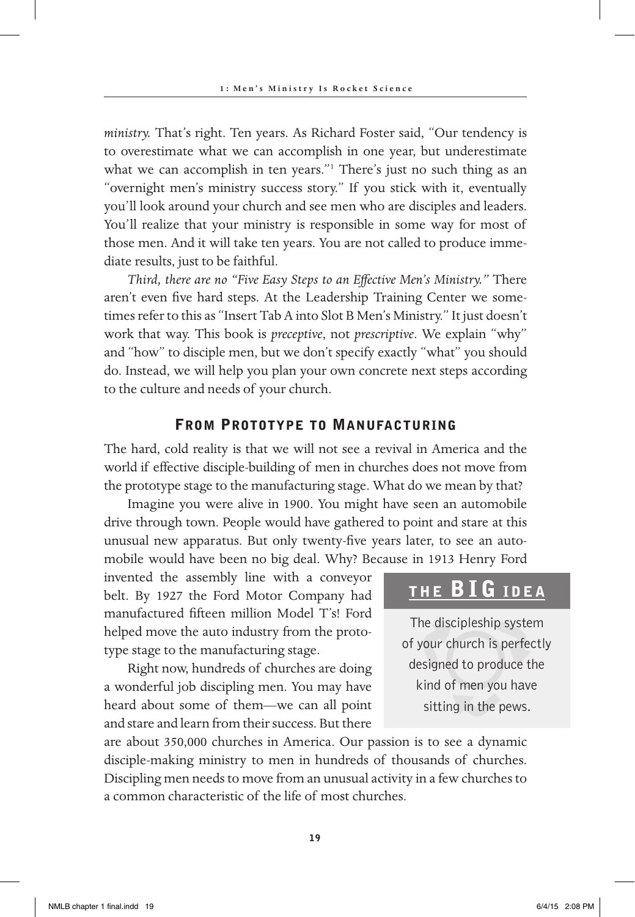*ministry.* That's right. Ten years. As Richard Foster said, "Our tendency is to overestimate what we can accomplish in one year, but underestimate what we can accomplish in ten years."[1] There's just no such thing as an "overnight men's ministry success story." If you stick with it, eventually you'll look around your church and see men who are disciples and leaders. You'll realize that your ministry is responsible in some way for most of those men. And it will take ten years. You are not called to produce immediate results, just to be faithful.

*Third, there are no "Five Easy Steps to an Effective Men's Ministry."* There aren't even five hard steps. At the Leadership Training Center we sometimes refer to this as "Insert Tab A into Slot B Men's Ministry." It just doesn't work that way. This book is *preceptive*, not *prescriptive*. We explain "why" and "how" to disciple men, but we don't specify exactly "what" you should do. Instead, we will help you plan your own concrete next steps according to the culture and needs of your church.

## From Prototype to Manufacturing

The hard, cold reality is that we will not see a revival in America and the world if effective disciple-building of men in churches does not move from the prototype stage to the manufacturing stage. What do we mean by that?

Imagine you were alive in 1900. You might have seen an automobile drive through town. People would have gathered to point and stare at this unusual new apparatus. But only twenty-five years later, to see an automobile would have been no big deal. Why? Because in 1913 Henry Ford invented the assembly line with a conveyor belt. By 1927 the Ford Motor Company had manufactured fifteen million Model T's! Ford helped move the auto industry from the prototype stage to the manufacturing stage.

Right now, hundreds of churches are doing a wonderful job discipling men. You may have heard about some of them—we can all point and stare and learn from their success. But there are about 350,000 churches in America. Our passion is to see a dynamic disciple-making ministry to men in hundreds of thousands of churches. Discipling men needs to move from an unusual activity in a few churches to a common characteristic of the life of most churches.

> **THE BIG IDEA**
>
> The discipleship system of your church is perfectly designed to produce the kind of men you have sitting in the pews.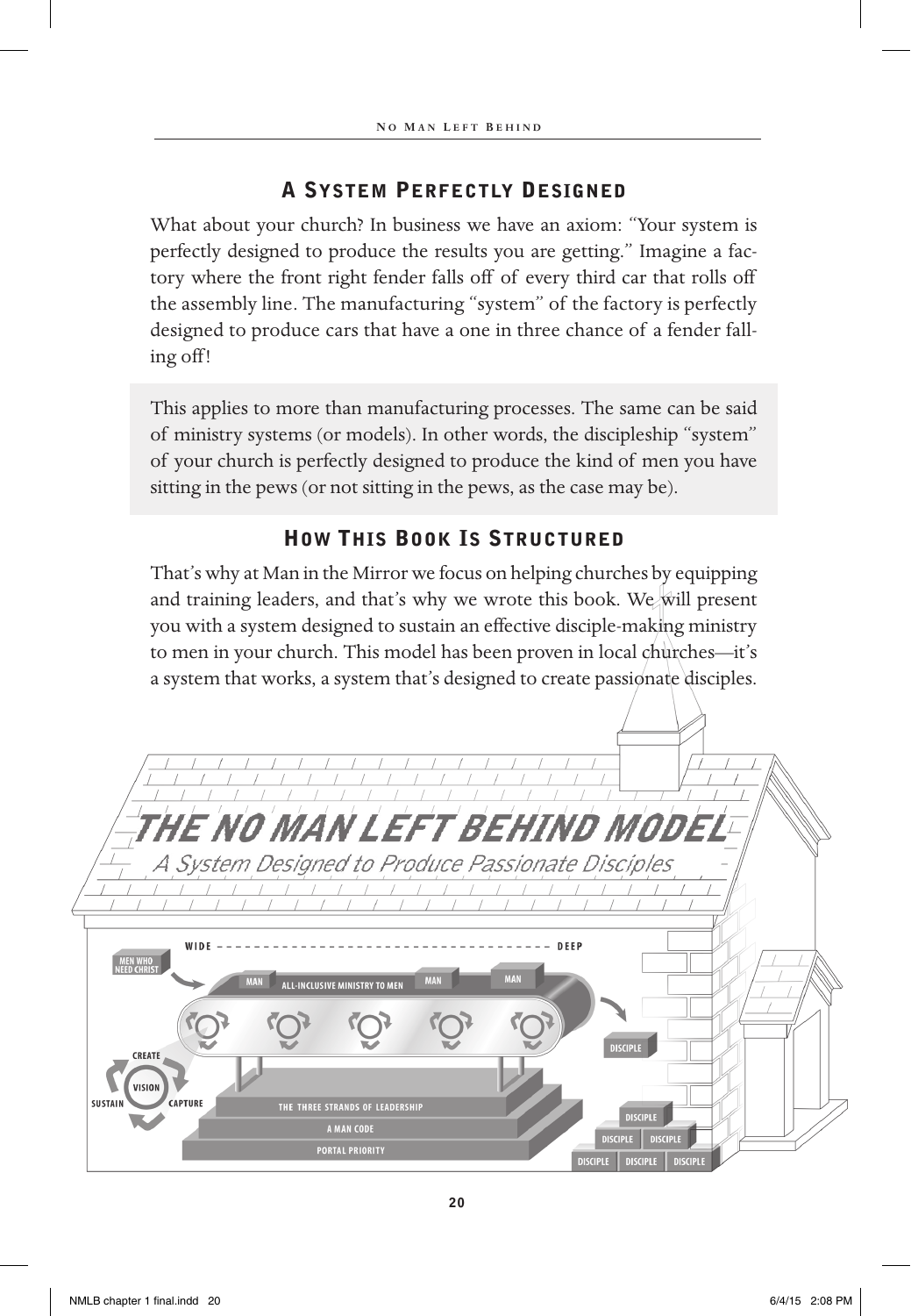## A System Perfectly Designed

What about your church? In business we have an axiom: "Your system is perfectly designed to produce the results you are getting." Imagine a factory where the front right fender falls off of every third car that rolls off the assembly line. The manufacturing "system" of the factory is perfectly designed to produce cars that have a one in three chance of a fender falling off!

This applies to more than manufacturing processes. The same can be said of ministry systems (or models). In other words, the discipleship "system" of your church is perfectly designed to produce the kind of men you have sitting in the pews (or not sitting in the pews, as the case may be).

## How This Book Is Structured

That's why at Man in the Mirror we focus on helping churches by equipping and training leaders, and that's why we wrote this book. We will present you with a system designed to sustain an effective disciple-making ministry to men in your church. This model has been proven in local churches—it's a system that works, a system that's designed to create passionate disciples.

**THE NO MAN LEFT BEHIND MODEL**

*A System Designed to Produce Passionate Disciples*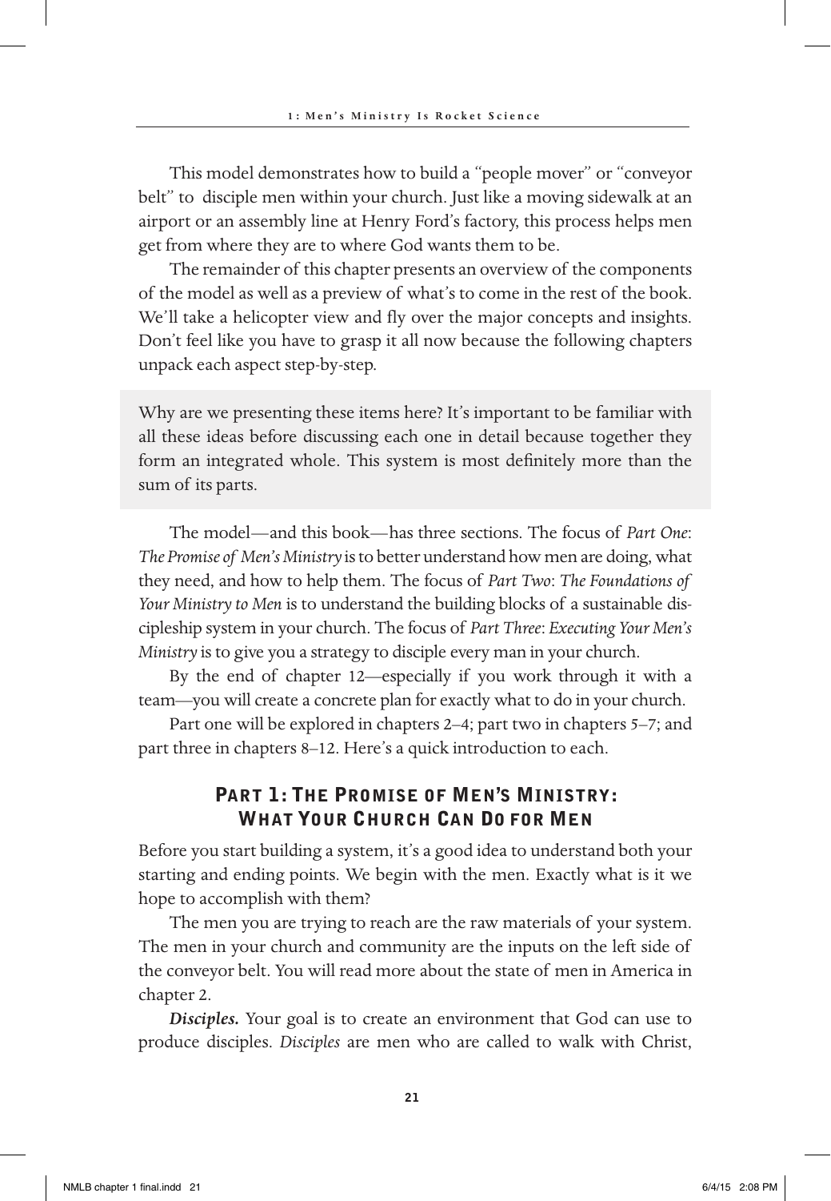This model demonstrates how to build a "people mover" or "conveyor belt" to disciple men within your church. Just like a moving sidewalk at an airport or an assembly line at Henry Ford's factory, this process helps men get from where they are to where God wants them to be.

The remainder of this chapter presents an overview of the components of the model as well as a preview of what's to come in the rest of the book. We'll take a helicopter view and fly over the major concepts and insights. Don't feel like you have to grasp it all now because the following chapters unpack each aspect step-by-step.

> Why are we presenting these items here? It's important to be familiar with all these ideas before discussing each one in detail because together they form an integrated whole. This system is most definitely more than the sum of its parts.

The model—and this book—has three sections. The focus of *Part One*: *The Promise of Men's Ministry* is to better understand how men are doing, what they need, and how to help them. The focus of *Part Two*: *The Foundations of Your Ministry to Men* is to understand the building blocks of a sustainable discipleship system in your church. The focus of *Part Three*: *Executing Your Men's Ministry* is to give you a strategy to disciple every man in your church.

By the end of chapter 12—especially if you work through it with a team—you will create a concrete plan for exactly what to do in your church.

Part one will be explored in chapters 2–4; part two in chapters 5–7; and part three in chapters 8–12. Here's a quick introduction to each.

## Part 1: The Promise of Men's Ministry: What Your Church Can Do for Men

Before you start building a system, it's a good idea to understand both your starting and ending points. We begin with the men. Exactly what is it we hope to accomplish with them?

The men you are trying to reach are the raw materials of your system. The men in your church and community are the inputs on the left side of the conveyor belt. You will read more about the state of men in America in chapter 2.

***Disciples.*** Your goal is to create an environment that God can use to produce disciples. *Disciples* are men who are called to walk with Christ,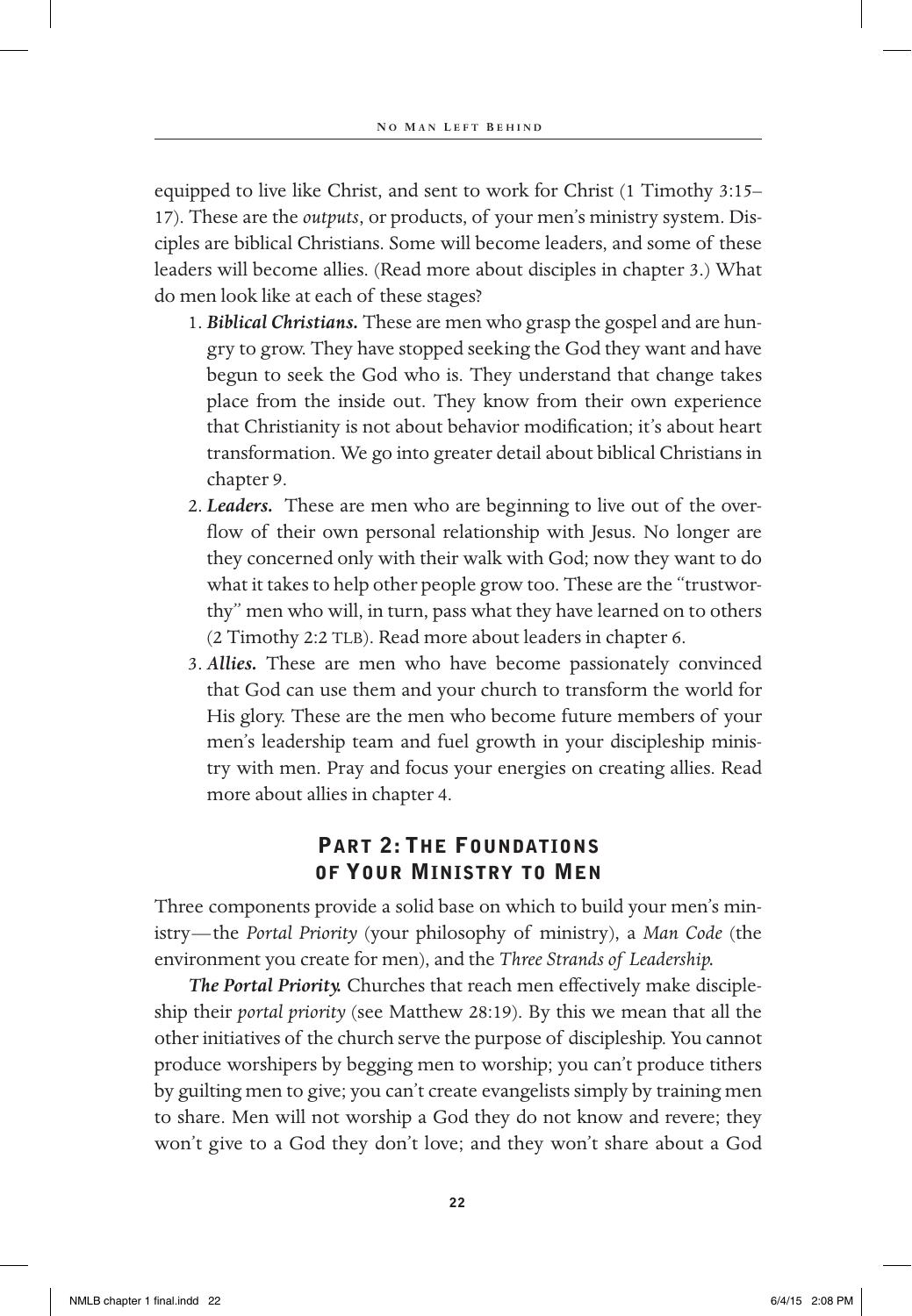equipped to live like Christ, and sent to work for Christ (1 Timothy 3:15–17). These are the *outputs*, or products, of your men's ministry system. Disciples are biblical Christians. Some will become leaders, and some of these leaders will become allies. (Read more about disciples in chapter 3.) What do men look like at each of these stages?

1. ***Biblical Christians.*** These are men who grasp the gospel and are hungry to grow. They have stopped seeking the God they want and have begun to seek the God who is. They understand that change takes place from the inside out. They know from their own experience that Christianity is not about behavior modification; it's about heart transformation. We go into greater detail about biblical Christians in chapter 9.
2. ***Leaders.*** These are men who are beginning to live out of the overflow of their own personal relationship with Jesus. No longer are they concerned only with their walk with God; now they want to do what it takes to help other people grow too. These are the "trustworthy" men who will, in turn, pass what they have learned on to others (2 Timothy 2:2 TLB). Read more about leaders in chapter 6.
3. ***Allies.*** These are men who have become passionately convinced that God can use them and your church to transform the world for His glory. These are the men who become future members of your men's leadership team and fuel growth in your discipleship ministry with men. Pray and focus your energies on creating allies. Read more about allies in chapter 4.

## Part 2: The Foundations of Your Ministry to Men

Three components provide a solid base on which to build your men's ministry—the *Portal Priority* (your philosophy of ministry), a *Man Code* (the environment you create for men), and the *Three Strands of Leadership.*

***The Portal Priority.*** Churches that reach men effectively make discipleship their *portal priority* (see Matthew 28:19). By this we mean that all the other initiatives of the church serve the purpose of discipleship. You cannot produce worshipers by begging men to worship; you can't produce tithers by guilting men to give; you can't create evangelists simply by training men to share. Men will not worship a God they do not know and revere; they won't give to a God they don't love; and they won't share about a God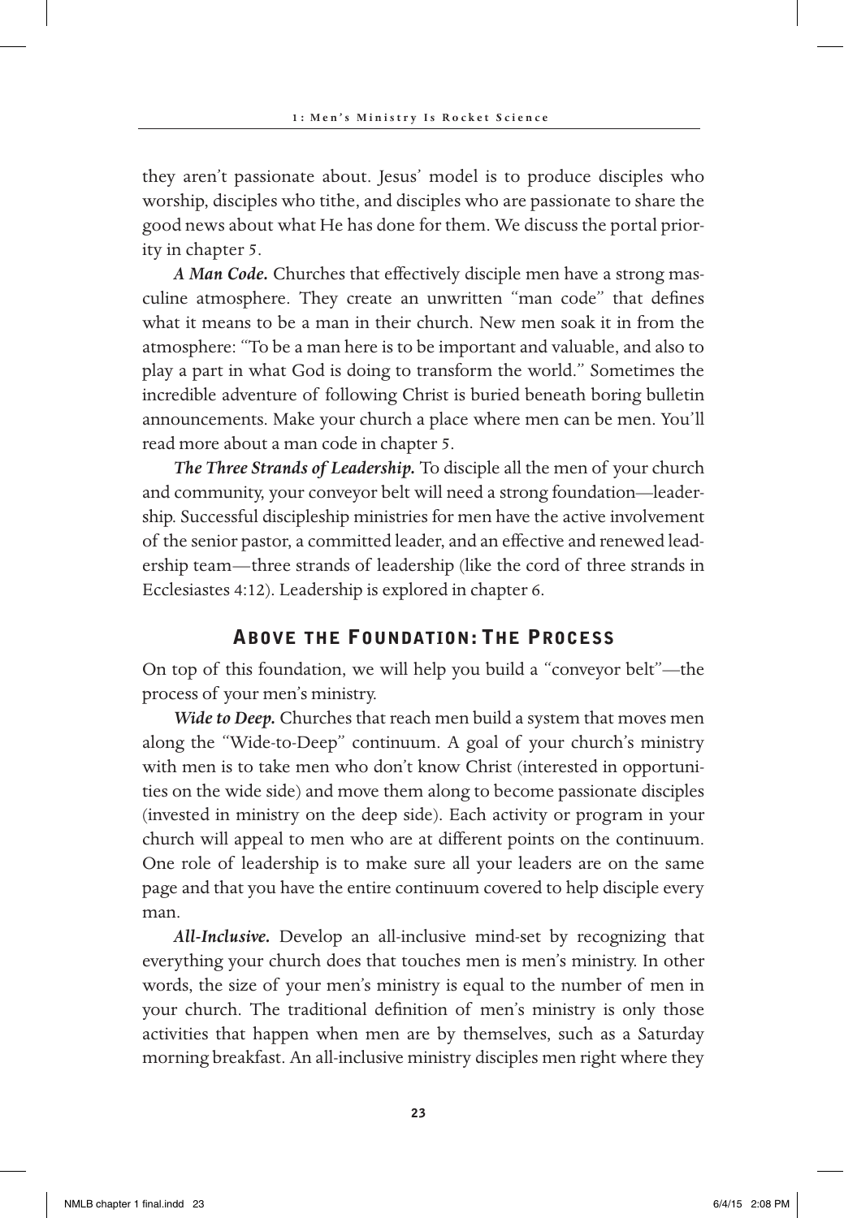they aren't passionate about. Jesus' model is to produce disciples who worship, disciples who tithe, and disciples who are passionate to share the good news about what He has done for them. We discuss the portal priority in chapter 5.

***A Man Code.*** Churches that effectively disciple men have a strong masculine atmosphere. They create an unwritten "man code" that defines what it means to be a man in their church. New men soak it in from the atmosphere: "To be a man here is to be important and valuable, and also to play a part in what God is doing to transform the world." Sometimes the incredible adventure of following Christ is buried beneath boring bulletin announcements. Make your church a place where men can be men. You'll read more about a man code in chapter 5.

***The Three Strands of Leadership.*** To disciple all the men of your church and community, your conveyor belt will need a strong foundation—leadership. Successful discipleship ministries for men have the active involvement of the senior pastor, a committed leader, and an effective and renewed leadership team—three strands of leadership (like the cord of three strands in Ecclesiastes 4:12). Leadership is explored in chapter 6.

## Above the Foundation: The Process

On top of this foundation, we will help you build a "conveyor belt"—the process of your men's ministry.

***Wide to Deep.*** Churches that reach men build a system that moves men along the "Wide-to-Deep" continuum. A goal of your church's ministry with men is to take men who don't know Christ (interested in opportunities on the wide side) and move them along to become passionate disciples (invested in ministry on the deep side). Each activity or program in your church will appeal to men who are at different points on the continuum. One role of leadership is to make sure all your leaders are on the same page and that you have the entire continuum covered to help disciple every man.

***All-Inclusive.*** Develop an all-inclusive mind-set by recognizing that everything your church does that touches men is men's ministry. In other words, the size of your men's ministry is equal to the number of men in your church. The traditional definition of men's ministry is only those activities that happen when men are by themselves, such as a Saturday morning breakfast. An all-inclusive ministry disciples men right where they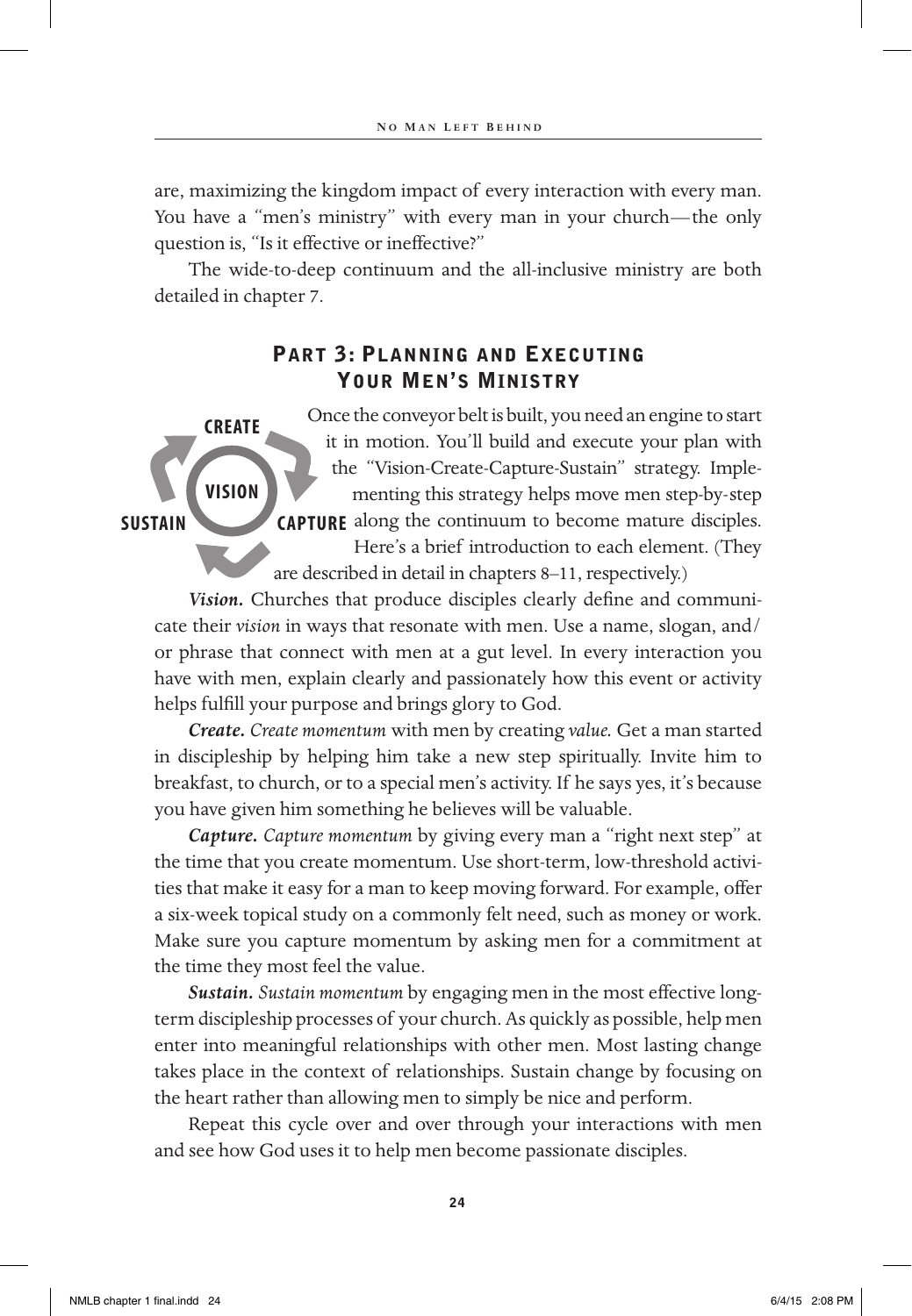are, maximizing the kingdom impact of every interaction with every man. You have a "men's ministry" with every man in your church—the only question is, "Is it effective or ineffective?"

The wide-to-deep continuum and the all-inclusive ministry are both detailed in chapter 7.

## Part 3: Planning and Executing Your Men's Ministry

CREATE

VISION

SUSTAIN

CAPTURE

Once the conveyor belt is built, you need an engine to start it in motion. You'll build and execute your plan with the "Vision-Create-Capture-Sustain" strategy. Implementing this strategy helps move men step-by-step along the continuum to become mature disciples. Here's a brief introduction to each element. (They are described in detail in chapters 8–11, respectively.)

***Vision.*** Churches that produce disciples clearly define and communicate their *vision* in ways that resonate with men. Use a name, slogan, and/or phrase that connect with men at a gut level. In every interaction you have with men, explain clearly and passionately how this event or activity helps fulfill your purpose and brings glory to God.

***Create.*** *Create momentum* with men by creating *value.* Get a man started in discipleship by helping him take a new step spiritually. Invite him to breakfast, to church, or to a special men's activity. If he says yes, it's because you have given him something he believes will be valuable.

***Capture.*** *Capture momentum* by giving every man a "right next step" at the time that you create momentum. Use short-term, low-threshold activities that make it easy for a man to keep moving forward. For example, offer a six-week topical study on a commonly felt need, such as money or work. Make sure you capture momentum by asking men for a commitment at the time they most feel the value.

***Sustain.*** *Sustain momentum* by engaging men in the most effective long-term discipleship processes of your church. As quickly as possible, help men enter into meaningful relationships with other men. Most lasting change takes place in the context of relationships. Sustain change by focusing on the heart rather than allowing men to simply be nice and perform.

Repeat this cycle over and over through your interactions with men and see how God uses it to help men become passionate disciples.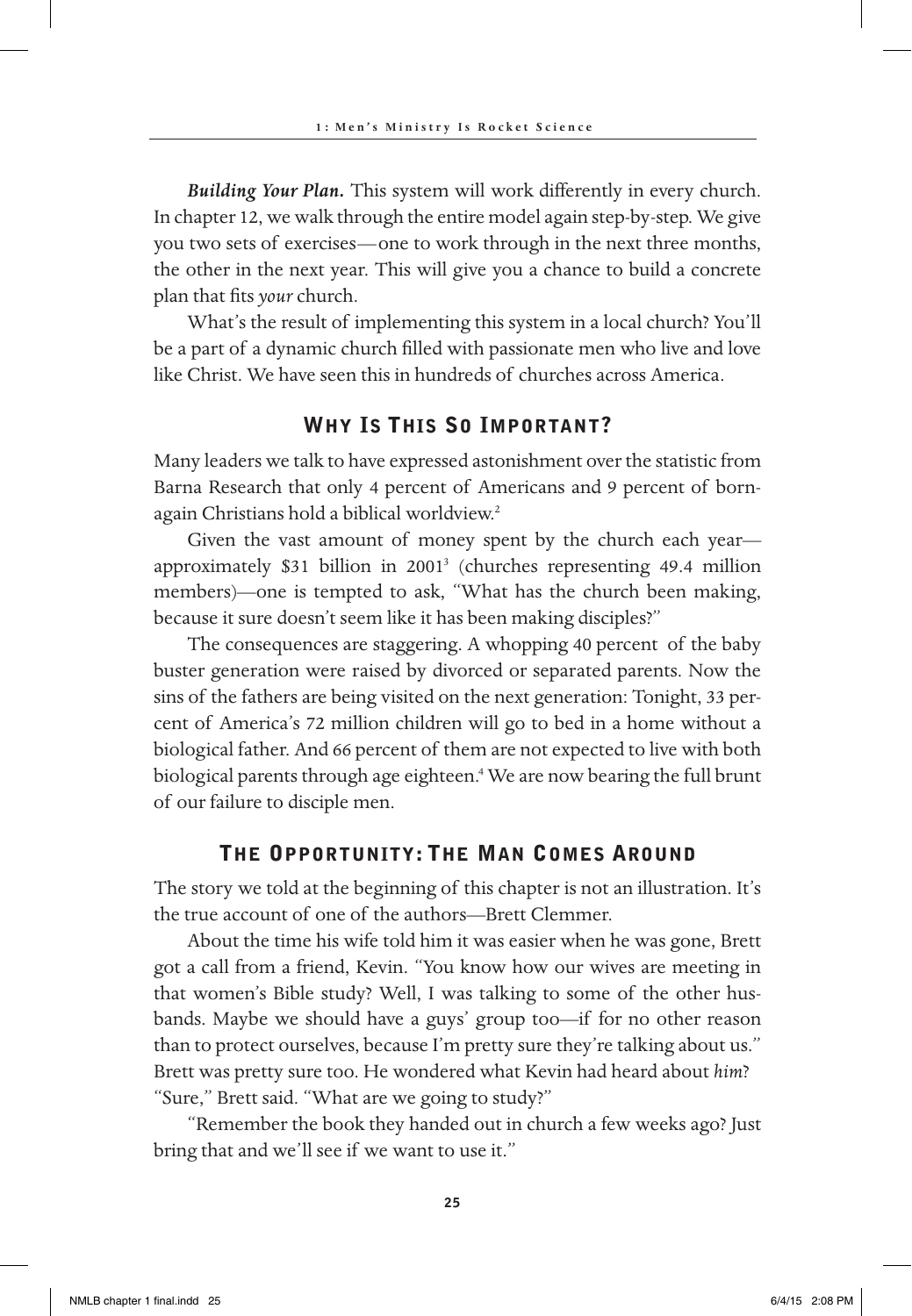***Building Your Plan.*** This system will work differently in every church. In chapter 12, we walk through the entire model again step-by-step. We give you two sets of exercises—one to work through in the next three months, the other in the next year. This will give you a chance to build a concrete plan that fits *your* church.

What's the result of implementing this system in a local church? You'll be a part of a dynamic church filled with passionate men who live and love like Christ. We have seen this in hundreds of churches across America.

## Why Is This So Important?

Many leaders we talk to have expressed astonishment over the statistic from Barna Research that only 4 percent of Americans and 9 percent of born-again Christians hold a biblical worldview.[2]

Given the vast amount of money spent by the church each year—approximately $31 billion in 2001[3] (churches representing 49.4 million members)—one is tempted to ask, "What has the church been making, because it sure doesn't seem like it has been making disciples?"

The consequences are staggering. A whopping 40 percent of the baby buster generation were raised by divorced or separated parents. Now the sins of the fathers are being visited on the next generation: Tonight, 33 percent of America's 72 million children will go to bed in a home without a biological father. And 66 percent of them are not expected to live with both biological parents through age eighteen.[4] We are now bearing the full brunt of our failure to disciple men.

## The Opportunity: The Man Comes Around

The story we told at the beginning of this chapter is not an illustration. It's the true account of one of the authors—Brett Clemmer.

About the time his wife told him it was easier when he was gone, Brett got a call from a friend, Kevin. "You know how our wives are meeting in that women's Bible study? Well, I was talking to some of the other husbands. Maybe we should have a guys' group too—if for no other reason than to protect ourselves, because I'm pretty sure they're talking about us." Brett was pretty sure too. He wondered what Kevin had heard about *him*? "Sure," Brett said. "What are we going to study?"

"Remember the book they handed out in church a few weeks ago? Just bring that and we'll see if we want to use it."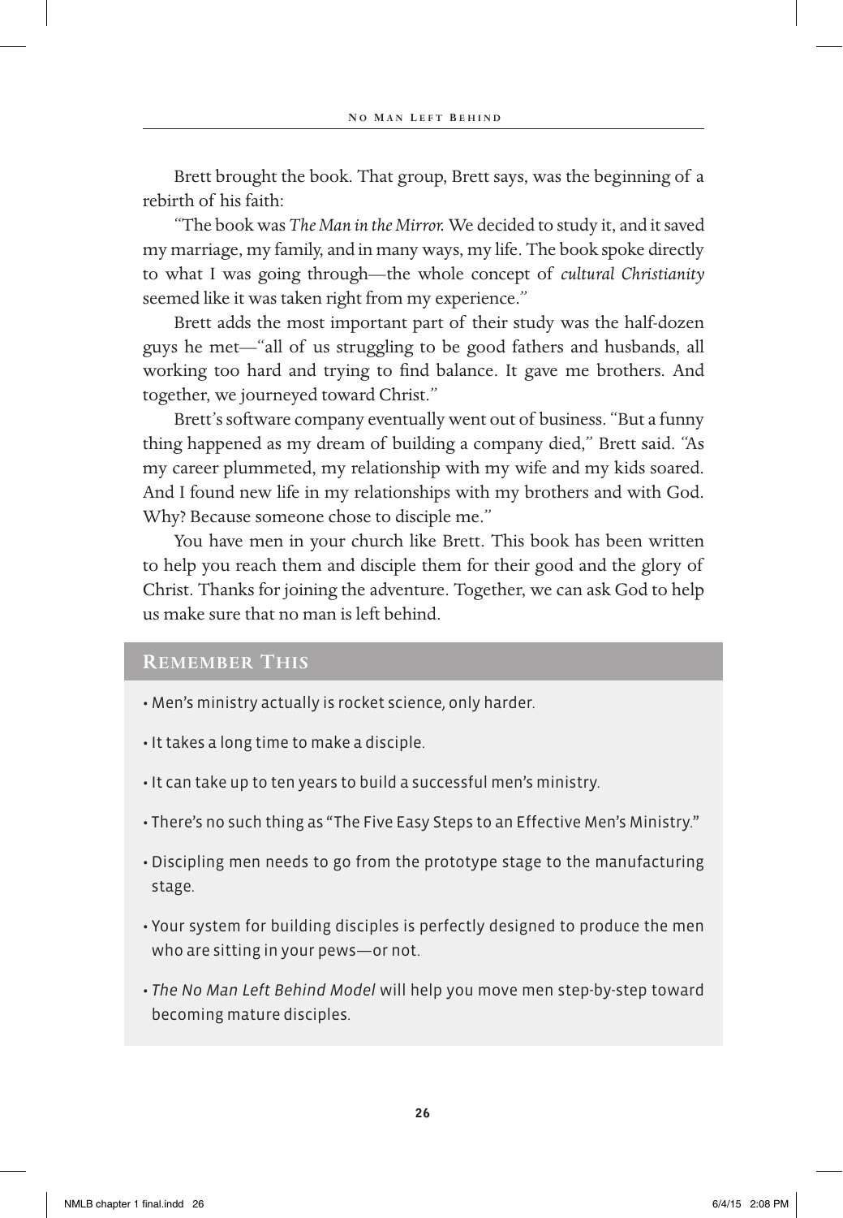Brett brought the book. That group, Brett says, was the beginning of a rebirth of his faith:

"The book was *The Man in the Mirror.* We decided to study it, and it saved my marriage, my family, and in many ways, my life. The book spoke directly to what I was going through—the whole concept of *cultural Christianity* seemed like it was taken right from my experience."

Brett adds the most important part of their study was the half-dozen guys he met—"all of us struggling to be good fathers and husbands, all working too hard and trying to find balance. It gave me brothers. And together, we journeyed toward Christ."

Brett's software company eventually went out of business. "But a funny thing happened as my dream of building a company died," Brett said. "As my career plummeted, my relationship with my wife and my kids soared. And I found new life in my relationships with my brothers and with God. Why? Because someone chose to disciple me."

You have men in your church like Brett. This book has been written to help you reach them and disciple them for their good and the glory of Christ. Thanks for joining the adventure. Together, we can ask God to help us make sure that no man is left behind.

## Remember This

- Men's ministry actually is rocket science, only harder.
- It takes a long time to make a disciple.
- It can take up to ten years to build a successful men's ministry.
- There's no such thing as "The Five Easy Steps to an Effective Men's Ministry."
- Discipling men needs to go from the prototype stage to the manufacturing stage.
- Your system for building disciples is perfectly designed to produce the men who are sitting in your pews—or not.
- *The No Man Left Behind Model* will help you move men step-by-step toward becoming mature disciples.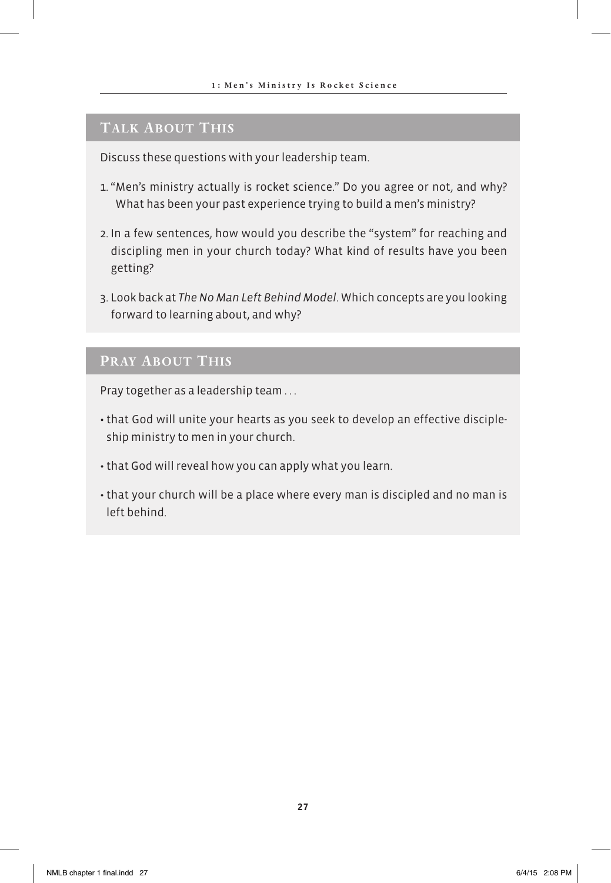## Talk About This

Discuss these questions with your leadership team.

1. "Men's ministry actually is rocket science." Do you agree or not, and why? What has been your past experience trying to build a men's ministry?
2. In a few sentences, how would you describe the "system" for reaching and discipling men in your church today? What kind of results have you been getting?
3. Look back at *The No Man Left Behind Model*. Which concepts are you looking forward to learning about, and why?

## Pray About This

Pray together as a leadership team . . .

- that God will unite your hearts as you seek to develop an effective discipleship ministry to men in your church.
- that God will reveal how you can apply what you learn.
- that your church will be a place where every man is discipled and no man is left behind.